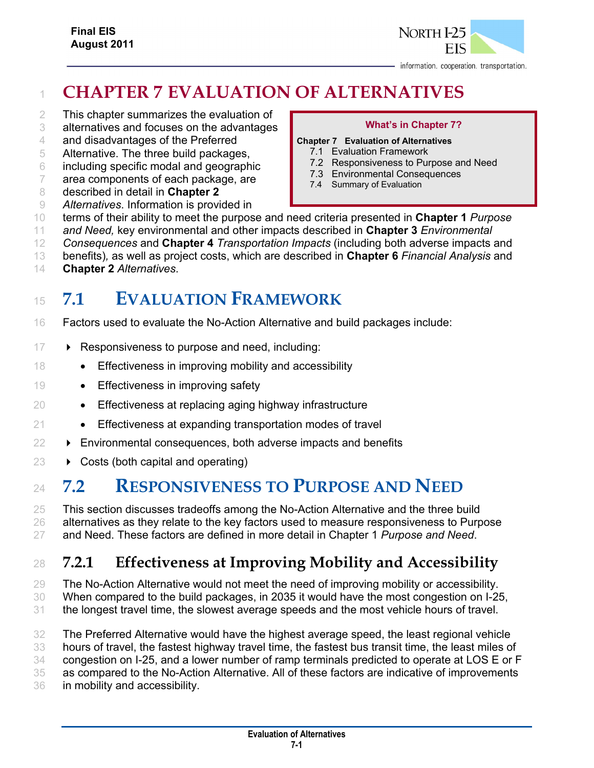# CHAPTER 7 EVALUATION OF ALTERNATIVES

> **What's in Chapter 7?**
>
> **Chapter 7 Evaluation of Alternatives**
> - 7.1 Evaluation Framework
> - 7.2 Responsiveness to Purpose and Need
> - 7.3 Environmental Consequences
> - 7.4 Summary of Evaluation

This chapter summarizes the evaluation of alternatives and focuses on the advantages and disadvantages of the Preferred Alternative. The three build packages, including specific modal and geographic area components of each package, are described in detail in **Chapter 2** *Alternatives*. Information is provided in terms of their ability to meet the purpose and need criteria presented in **Chapter 1** *Purpose and Need,* key environmental and other impacts described in **Chapter 3** *Environmental Consequences* and **Chapter 4** *Transportation Impacts* (including both adverse impacts and benefits), as well as project costs, which are described in **Chapter 6** *Financial Analysis* and **Chapter 2** *Alternatives*.

## 7.1 EVALUATION FRAMEWORK

Factors used to evaluate the No-Action Alternative and build packages include:

- Responsiveness to purpose and need, including:
  - Effectiveness in improving mobility and accessibility
  - Effectiveness in improving safety
  - Effectiveness at replacing aging highway infrastructure
  - Effectiveness at expanding transportation modes of travel
- Environmental consequences, both adverse impacts and benefits
- Costs (both capital and operating)

## 7.2 RESPONSIVENESS TO PURPOSE AND NEED

This section discusses tradeoffs among the No-Action Alternative and the three build alternatives as they relate to the key factors used to measure responsiveness to Purpose and Need. These factors are defined in more detail in Chapter 1 *Purpose and Need*.

### 7.2.1 Effectiveness at Improving Mobility and Accessibility

The No-Action Alternative would not meet the need of improving mobility or accessibility. When compared to the build packages, in 2035 it would have the most congestion on I-25, the longest travel time, the slowest average speeds and the most vehicle hours of travel.

The Preferred Alternative would have the highest average speed, the least regional vehicle hours of travel, the fastest highway travel time, the fastest bus transit time, the least miles of congestion on I-25, and a lower number of ramp terminals predicted to operate at LOS E or F as compared to the No-Action Alternative. All of these factors are indicative of improvements in mobility and accessibility.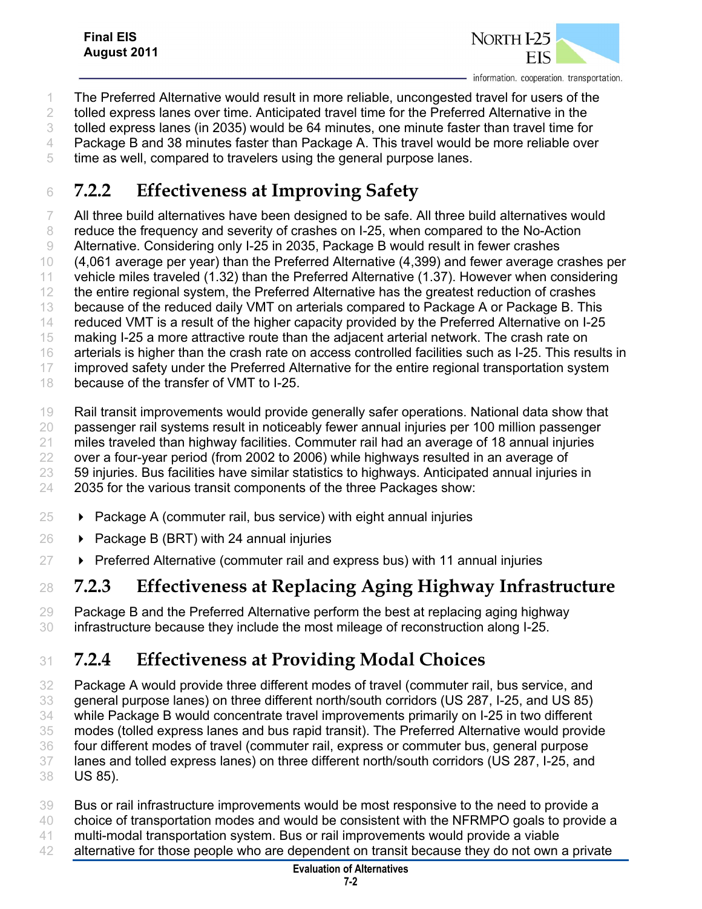The Preferred Alternative would result in more reliable, uncongested travel for users of the tolled express lanes over time. Anticipated travel time for the Preferred Alternative in the tolled express lanes (in 2035) would be 64 minutes, one minute faster than travel time for Package B and 38 minutes faster than Package A. This travel would be more reliable over time as well, compared to travelers using the general purpose lanes.

## 7.2.2 Effectiveness at Improving Safety

All three build alternatives have been designed to be safe. All three build alternatives would reduce the frequency and severity of crashes on I-25, when compared to the No-Action Alternative. Considering only I-25 in 2035, Package B would result in fewer crashes (4,061 average per year) than the Preferred Alternative (4,399) and fewer average crashes per vehicle miles traveled (1.32) than the Preferred Alternative (1.37). However when considering the entire regional system, the Preferred Alternative has the greatest reduction of crashes because of the reduced daily VMT on arterials compared to Package A or Package B. This reduced VMT is a result of the higher capacity provided by the Preferred Alternative on I-25 making I-25 a more attractive route than the adjacent arterial network. The crash rate on arterials is higher than the crash rate on access controlled facilities such as I-25. This results in improved safety under the Preferred Alternative for the entire regional transportation system because of the transfer of VMT to I-25.

Rail transit improvements would provide generally safer operations. National data show that passenger rail systems result in noticeably fewer annual injuries per 100 million passenger miles traveled than highway facilities. Commuter rail had an average of 18 annual injuries over a four-year period (from 2002 to 2006) while highways resulted in an average of 59 injuries. Bus facilities have similar statistics to highways. Anticipated annual injuries in 2035 for the various transit components of the three Packages show:

- Package A (commuter rail, bus service) with eight annual injuries
- Package B (BRT) with 24 annual injuries
- Preferred Alternative (commuter rail and express bus) with 11 annual injuries

## 7.2.3 Effectiveness at Replacing Aging Highway Infrastructure

Package B and the Preferred Alternative perform the best at replacing aging highway infrastructure because they include the most mileage of reconstruction along I-25.

## 7.2.4 Effectiveness at Providing Modal Choices

Package A would provide three different modes of travel (commuter rail, bus service, and general purpose lanes) on three different north/south corridors (US 287, I-25, and US 85) while Package B would concentrate travel improvements primarily on I-25 in two different modes (tolled express lanes and bus rapid transit). The Preferred Alternative would provide four different modes of travel (commuter rail, express or commuter bus, general purpose lanes and tolled express lanes) on three different north/south corridors (US 287, I-25, and US 85).

Bus or rail infrastructure improvements would be most responsive to the need to provide a choice of transportation modes and would be consistent with the NFRMPO goals to provide a multi-modal transportation system. Bus or rail improvements would provide a viable alternative for those people who are dependent on transit because they do not own a private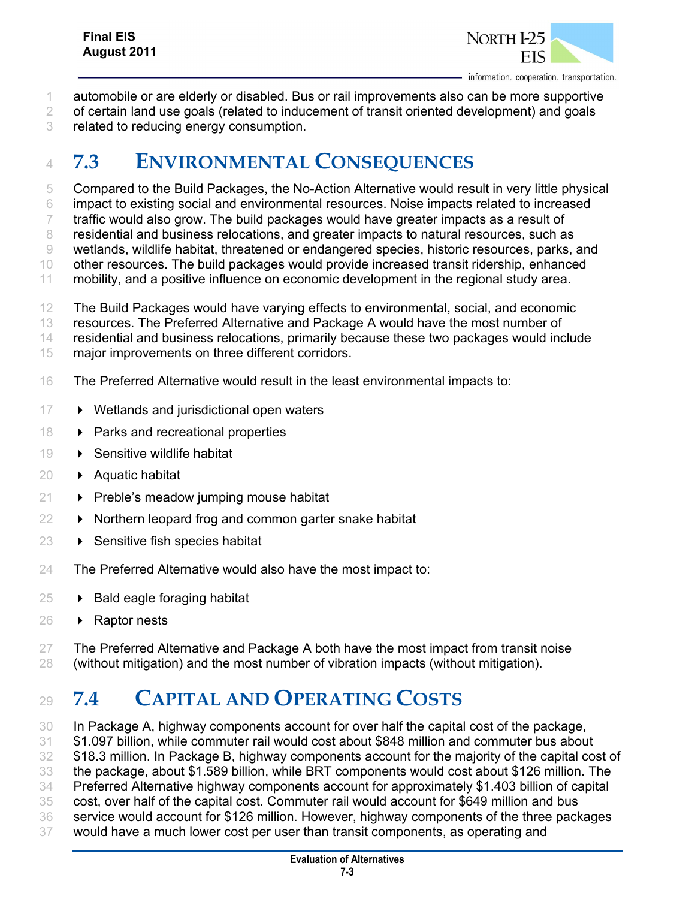automobile or are elderly or disabled. Bus or rail improvements also can be more supportive of certain land use goals (related to inducement of transit oriented development) and goals related to reducing energy consumption.

## 7.3 ENVIRONMENTAL CONSEQUENCES

Compared to the Build Packages, the No-Action Alternative would result in very little physical impact to existing social and environmental resources. Noise impacts related to increased traffic would also grow. The build packages would have greater impacts as a result of residential and business relocations, and greater impacts to natural resources, such as wetlands, wildlife habitat, threatened or endangered species, historic resources, parks, and other resources. The build packages would provide increased transit ridership, enhanced mobility, and a positive influence on economic development in the regional study area.

The Build Packages would have varying effects to environmental, social, and economic resources. The Preferred Alternative and Package A would have the most number of residential and business relocations, primarily because these two packages would include major improvements on three different corridors.

The Preferred Alternative would result in the least environmental impacts to:

- Wetlands and jurisdictional open waters
- Parks and recreational properties
- Sensitive wildlife habitat
- Aquatic habitat
- Preble's meadow jumping mouse habitat
- Northern leopard frog and common garter snake habitat
- Sensitive fish species habitat

The Preferred Alternative would also have the most impact to:

- Bald eagle foraging habitat
- Raptor nests

The Preferred Alternative and Package A both have the most impact from transit noise (without mitigation) and the most number of vibration impacts (without mitigation).

## 7.4 CAPITAL AND OPERATING COSTS

In Package A, highway components account for over half the capital cost of the package, $1.097 billion, while commuter rail would cost about $848 million and commuter bus about $18.3 million. In Package B, highway components account for the majority of the capital cost of the package, about $1.589 billion, while BRT components would cost about $126 million. The Preferred Alternative highway components account for approximately $1.403 billion of capital cost, over half of the capital cost. Commuter rail would account for $649 million and bus service would account for $126 million. However, highway components of the three packages would have a much lower cost per user than transit components, as operating and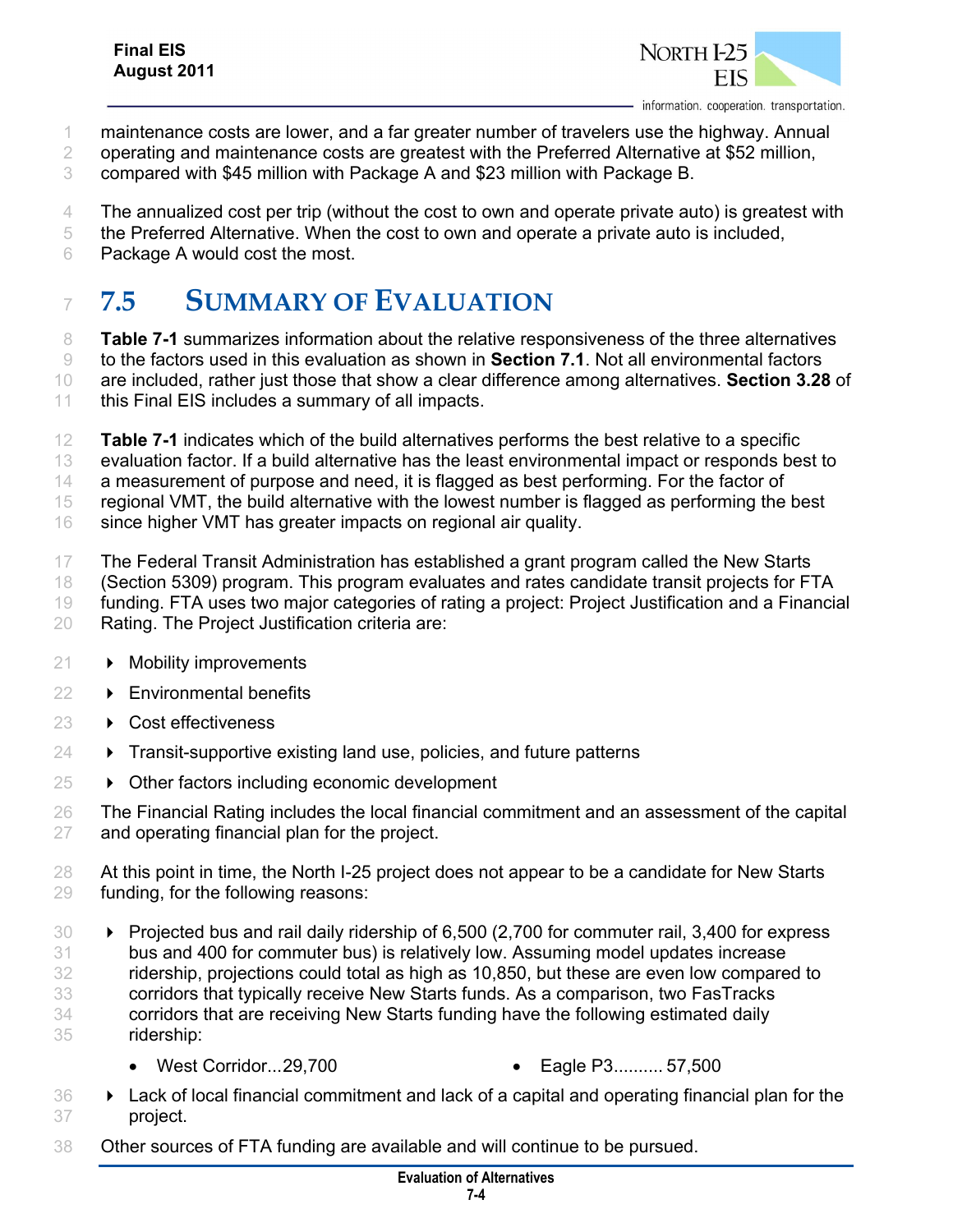maintenance costs are lower, and a far greater number of travelers use the highway. Annual operating and maintenance costs are greatest with the Preferred Alternative at $52 million, compared with $45 million with Package A and $23 million with Package B.

The annualized cost per trip (without the cost to own and operate private auto) is greatest with the Preferred Alternative. When the cost to own and operate a private auto is included, Package A would cost the most.

## 7.5 SUMMARY OF EVALUATION

**Table 7-1** summarizes information about the relative responsiveness of the three alternatives to the factors used in this evaluation as shown in **Section 7.1**. Not all environmental factors are included, rather just those that show a clear difference among alternatives. **Section 3.28** of this Final EIS includes a summary of all impacts.

**Table 7-1** indicates which of the build alternatives performs the best relative to a specific evaluation factor. If a build alternative has the least environmental impact or responds best to a measurement of purpose and need, it is flagged as best performing. For the factor of regional VMT, the build alternative with the lowest number is flagged as performing the best since higher VMT has greater impacts on regional air quality.

The Federal Transit Administration has established a grant program called the New Starts (Section 5309) program. This program evaluates and rates candidate transit projects for FTA funding. FTA uses two major categories of rating a project: Project Justification and a Financial Rating. The Project Justification criteria are:

- Mobility improvements
- Environmental benefits
- Cost effectiveness
- Transit-supportive existing land use, policies, and future patterns
- Other factors including economic development

The Financial Rating includes the local financial commitment and an assessment of the capital and operating financial plan for the project.

At this point in time, the North I-25 project does not appear to be a candidate for New Starts funding, for the following reasons:

- Projected bus and rail daily ridership of 6,500 (2,700 for commuter rail, 3,400 for express bus and 400 for commuter bus) is relatively low. Assuming model updates increase ridership, projections could total as high as 10,850, but these are even low compared to corridors that typically receive New Starts funds. As a comparison, two FasTracks corridors that are receiving New Starts funding have the following estimated daily ridership:
  - West Corridor...29,700
  - Eagle P3.......... 57,500
- Lack of local financial commitment and lack of a capital and operating financial plan for the project.

Other sources of FTA funding are available and will continue to be pursued.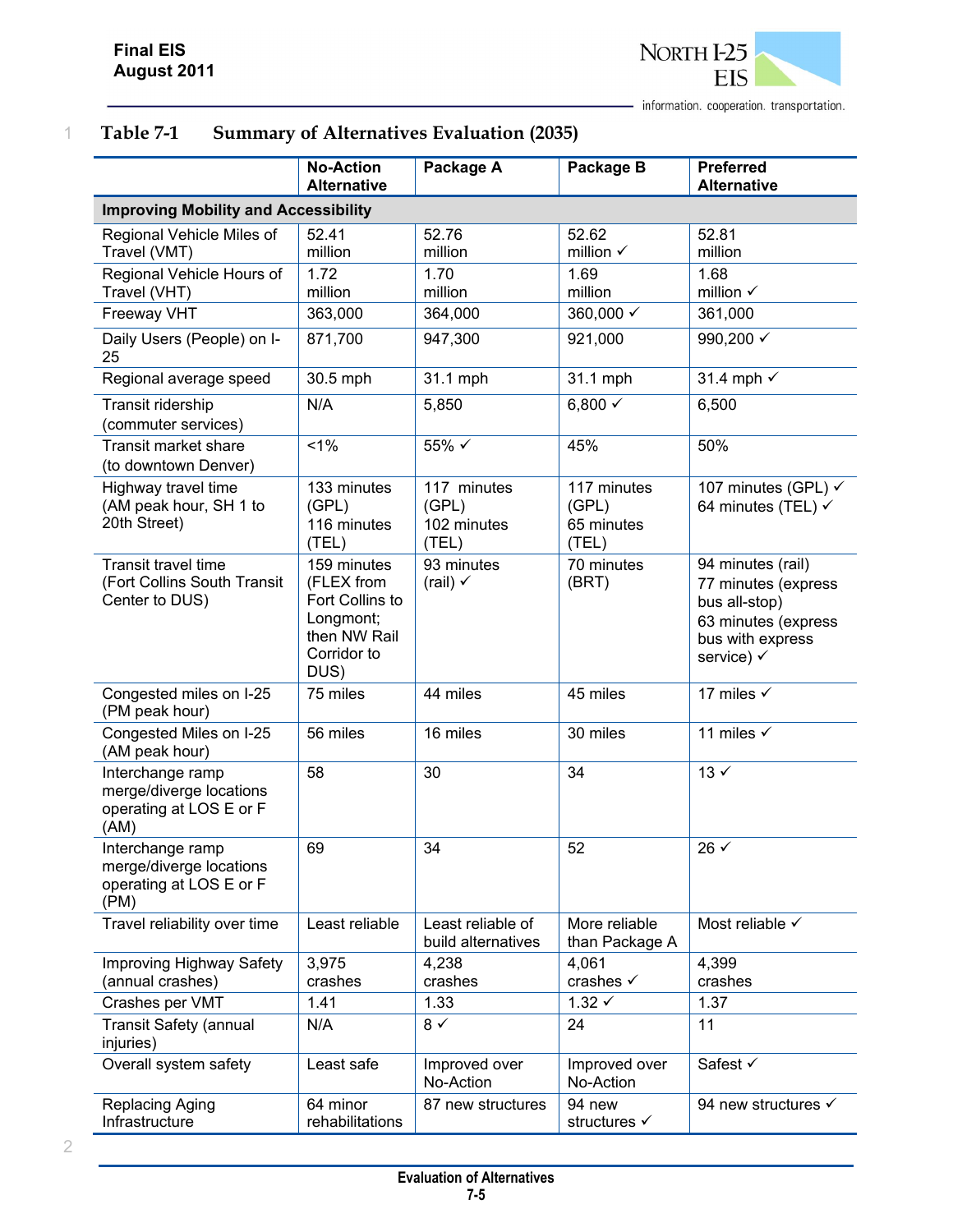**Table 7-1 Summary of Alternatives Evaluation (2035)**

| | No-Action Alternative | Package A | Package B | Preferred Alternative |
|---|---|---|---|---|
| **Improving Mobility and Accessibility** | | | | |
| Regional Vehicle Miles of Travel (VMT) | 52.41 million | 52.76 million | 52.62 million ✓ | 52.81 million |
| Regional Vehicle Hours of Travel (VHT) | 1.72 million | 1.70 million | 1.69 million | 1.68 million ✓ |
| Freeway VHT | 363,000 | 364,000 | 360,000 ✓ | 361,000 |
| Daily Users (People) on I-25 | 871,700 | 947,300 | 921,000 | 990,200 ✓ |
| Regional average speed | 30.5 mph | 31.1 mph | 31.1 mph | 31.4 mph ✓ |
| Transit ridership (commuter services) | N/A | 5,850 | 6,800 ✓ | 6,500 |
| Transit market share (to downtown Denver) | <1% | 55% ✓ | 45% | 50% |
| Highway travel time (AM peak hour, SH 1 to 20th Street) | 133 minutes (GPL) 116 minutes (TEL) | 117 minutes (GPL) 102 minutes (TEL) | 117 minutes (GPL) 65 minutes (TEL) | 107 minutes (GPL) ✓ 64 minutes (TEL) ✓ |
| Transit travel time (Fort Collins South Transit Center to DUS) | 159 minutes (FLEX from Fort Collins to Longmont; then NW Rail Corridor to DUS) | 93 minutes (rail) ✓ | 70 minutes (BRT) | 94 minutes (rail) 77 minutes (express bus all-stop) 63 minutes (express bus with express service) ✓ |
| Congested miles on I-25 (PM peak hour) | 75 miles | 44 miles | 45 miles | 17 miles ✓ |
| Congested Miles on I-25 (AM peak hour) | 56 miles | 16 miles | 30 miles | 11 miles ✓ |
| Interchange ramp merge/diverge locations operating at LOS E or F (AM) | 58 | 30 | 34 | 13 ✓ |
| Interchange ramp merge/diverge locations operating at LOS E or F (PM) | 69 | 34 | 52 | 26 ✓ |
| Travel reliability over time | Least reliable | Least reliable of build alternatives | More reliable than Package A | Most reliable ✓ |
| Improving Highway Safety (annual crashes) | 3,975 crashes | 4,238 crashes | 4,061 crashes ✓ | 4,399 crashes |
| Crashes per VMT | 1.41 | 1.33 | 1.32 ✓ | 1.37 |
| Transit Safety (annual injuries) | N/A | 8 ✓ | 24 | 11 |
| Overall system safety | Least safe | Improved over No-Action | Improved over No-Action | Safest ✓ |
| Replacing Aging Infrastructure | 64 minor rehabilitations | 87 new structures | 94 new structures ✓ | 94 new structures ✓ |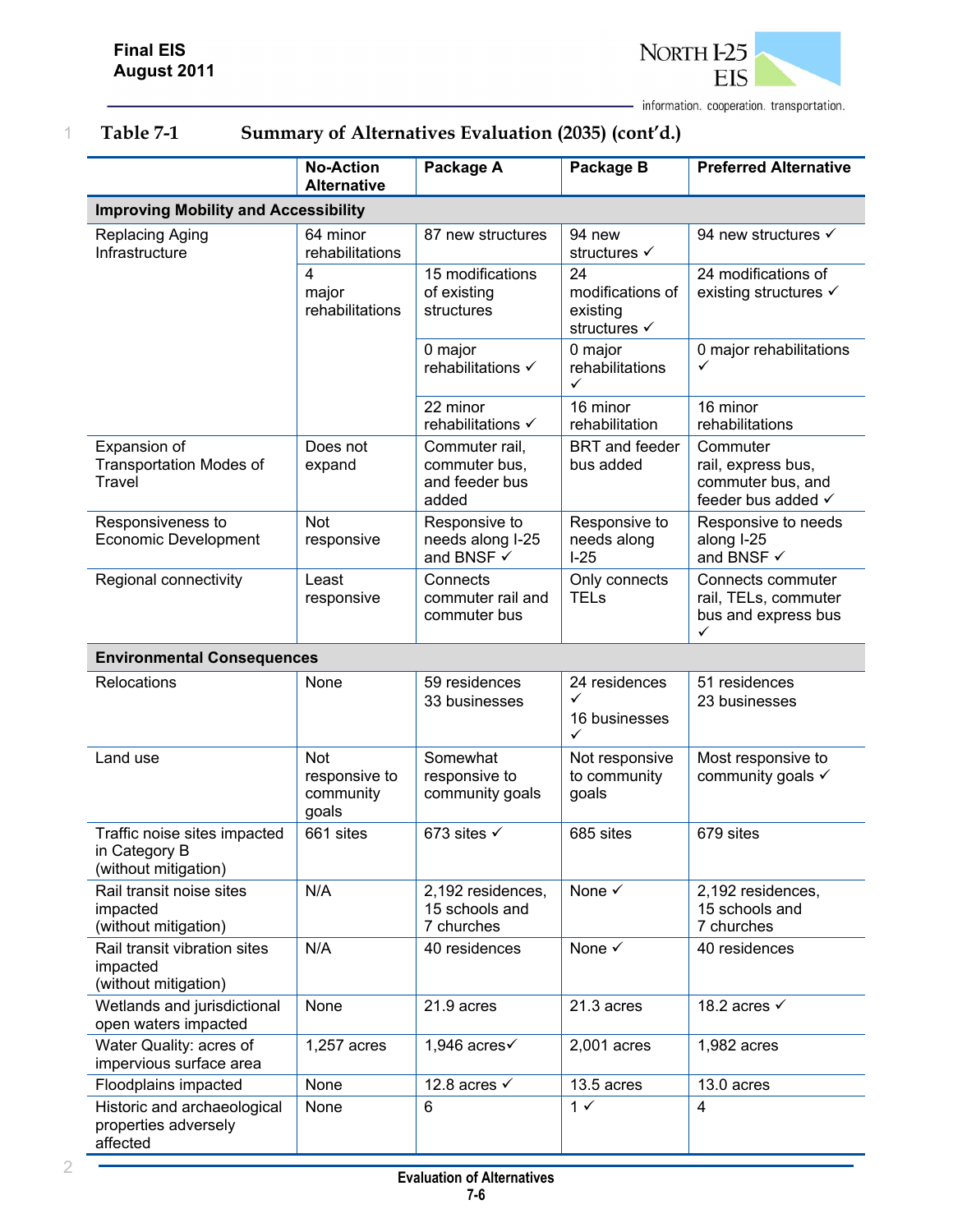## Table 7-1 Summary of Alternatives Evaluation (2035) (cont'd.)

| | No-Action Alternative | Package A | Package B | Preferred Alternative |
|---|---|---|---|---|
| **Improving Mobility and Accessibility** | | | | |
| Replacing Aging Infrastructure | 64 minor rehabilitations | 87 new structures | 94 new structures ✓ | 94 new structures ✓ |
| | 4 major rehabilitations | 15 modifications of existing structures | 24 modifications of existing structures ✓ | 24 modifications of existing structures ✓ |
| | | 0 major rehabilitations ✓ | 0 major rehabilitations ✓ | 0 major rehabilitations ✓ |
| | | 22 minor rehabilitations ✓ | 16 minor rehabilitation | 16 minor rehabilitations |
| Expansion of Transportation Modes of Travel | Does not expand | Commuter rail, commuter bus, and feeder bus added | BRT and feeder bus added | Commuter rail, express bus, commuter bus, and feeder bus added ✓ |
| Responsiveness to Economic Development | Not responsive | Responsive to needs along I-25 and BNSF ✓ | Responsive to needs along I-25 | Responsive to needs along I-25 and BNSF ✓ |
| Regional connectivity | Least responsive | Connects commuter rail and commuter bus | Only connects TELs | Connects commuter rail, TELs, commuter bus and express bus ✓ |
| **Environmental Consequences** | | | | |
| Relocations | None | 59 residences 33 businesses | 24 residences ✓ 16 businesses ✓ | 51 residences 23 businesses |
| Land use | Not responsive to community goals | Somewhat responsive to community goals | Not responsive to community goals | Most responsive to community goals ✓ |
| Traffic noise sites impacted in Category B (without mitigation) | 661 sites | 673 sites ✓ | 685 sites | 679 sites |
| Rail transit noise sites impacted (without mitigation) | N/A | 2,192 residences, 15 schools and 7 churches | None ✓ | 2,192 residences, 15 schools and 7 churches |
| Rail transit vibration sites impacted (without mitigation) | N/A | 40 residences | None ✓ | 40 residences |
| Wetlands and jurisdictional open waters impacted | None | 21.9 acres | 21.3 acres | 18.2 acres ✓ |
| Water Quality: acres of impervious surface area | 1,257 acres | 1,946 acres✓ | 2,001 acres | 1,982 acres |
| Floodplains impacted | None | 12.8 acres ✓ | 13.5 acres | 13.0 acres |
| Historic and archaeological properties adversely affected | None | 6 | 1 ✓ | 4 |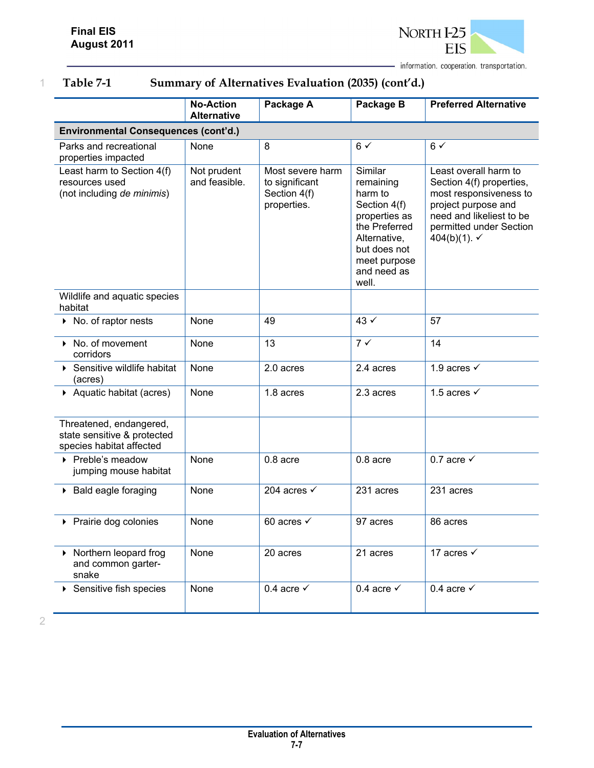**Table 7-1 Summary of Alternatives Evaluation (2035) (cont'd.)**

| | No-Action Alternative | Package A | Package B | Preferred Alternative |
|---|---|---|---|---|
| **Environmental Consequences (cont'd.)** | | | | |
| Parks and recreational properties impacted | None | 8 | 6 ✓ | 6 ✓ |
| Least harm to Section 4(f) resources used (not including *de minimis*) | Not prudent and feasible. | Most severe harm to significant Section 4(f) properties. | Similar remaining harm to Section 4(f) properties as the Preferred Alternative, but does not meet purpose and need as well. | Least overall harm to Section 4(f) properties, most responsiveness to project purpose and need and likeliest to be permitted under Section 404(b)(1). ✓ |
| Wildlife and aquatic species habitat | | | | |
| ▸ No. of raptor nests | None | 49 | 43 ✓ | 57 |
| ▸ No. of movement corridors | None | 13 | 7 ✓ | 14 |
| ▸ Sensitive wildlife habitat (acres) | None | 2.0 acres | 2.4 acres | 1.9 acres ✓ |
| ▸ Aquatic habitat (acres) | None | 1.8 acres | 2.3 acres | 1.5 acres ✓ |
| Threatened, endangered, state sensitive & protected species habitat affected | | | | |
| ▸ Preble's meadow jumping mouse habitat | None | 0.8 acre | 0.8 acre | 0.7 acre ✓ |
| ▸ Bald eagle foraging | None | 204 acres ✓ | 231 acres | 231 acres |
| ▸ Prairie dog colonies | None | 60 acres ✓ | 97 acres | 86 acres |
| ▸ Northern leopard frog and common garter-snake | None | 20 acres | 21 acres | 17 acres ✓ |
| ▸ Sensitive fish species | None | 0.4 acre ✓ | 0.4 acre ✓ | 0.4 acre ✓ |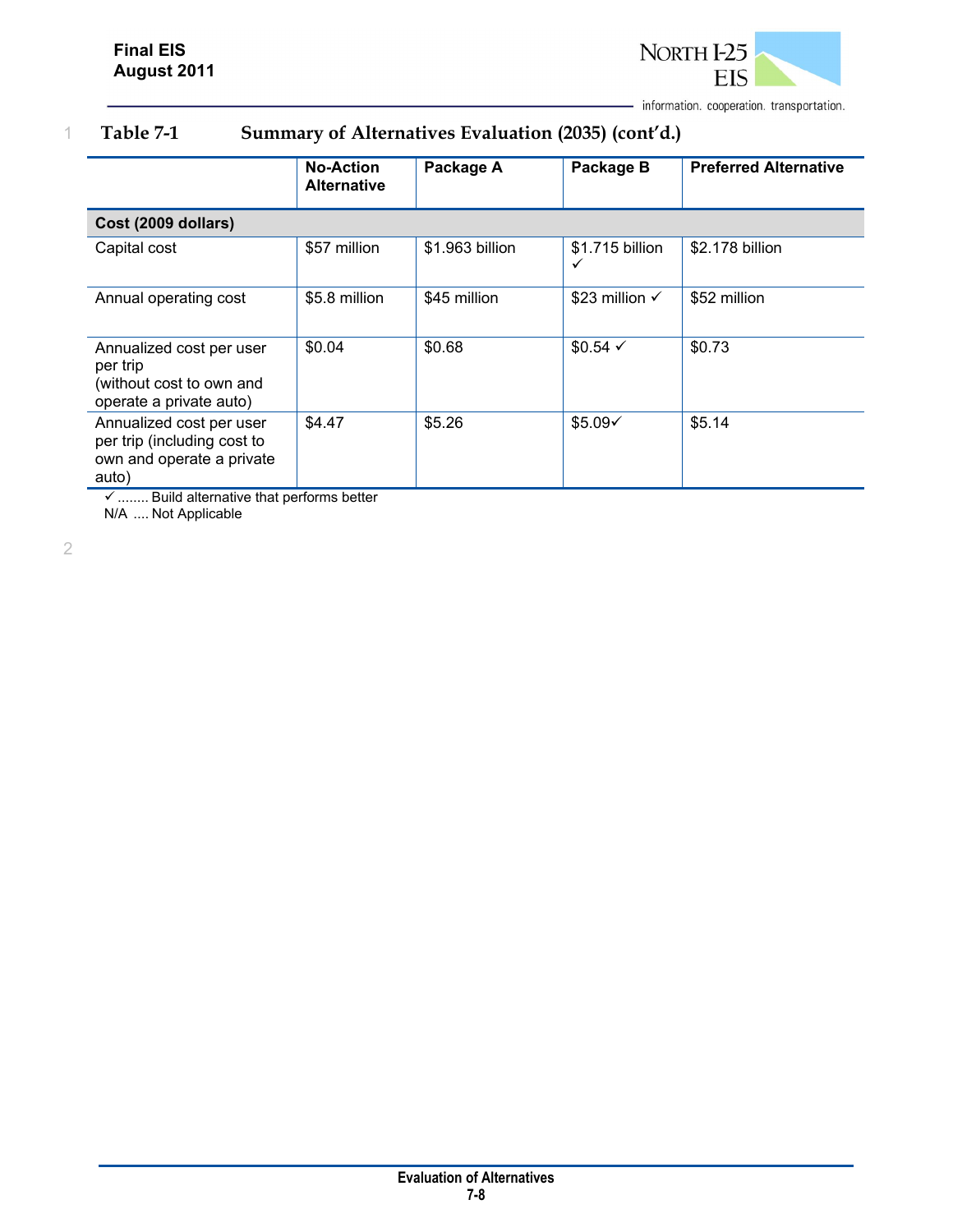**Table 7-1 Summary of Alternatives Evaluation (2035) (cont'd.)**

| | No-Action Alternative | Package A | Package B | Preferred Alternative |
|---|---|---|---|---|
| **Cost (2009 dollars)** | | | | |
| Capital cost | $57 million | $1.963 billion | $1.715 billion ✓ | $2.178 billion |
| Annual operating cost | $5.8 million | $45 million | $23 million ✓ | $52 million |
| Annualized cost per user per trip (without cost to own and operate a private auto) | $0.04 | $0.68 | $0.54 ✓ | $0.73 |
| Annualized cost per user per trip (including cost to own and operate a private auto) | $4.47 | $5.26 | $5.09✓ | $5.14 |

✓ ........ Build alternative that performs better
N/A .... Not Applicable